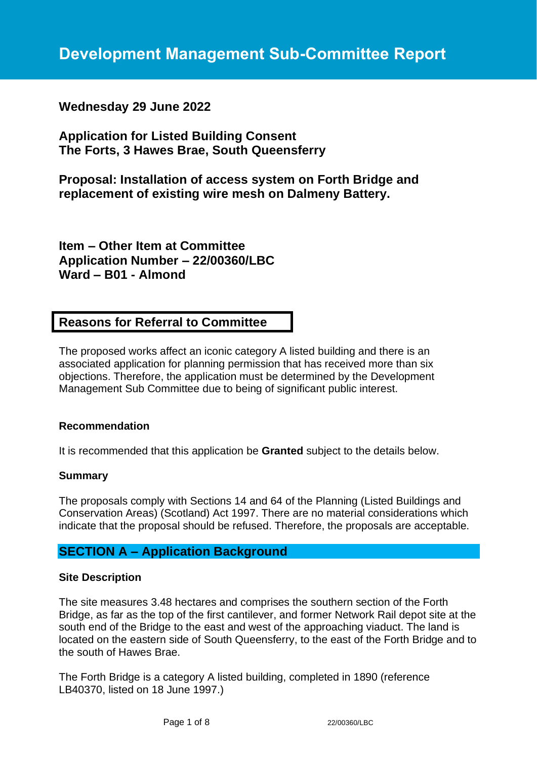# Development Management Sub-Committee Report

**Wednesday 29 June 2022**

**Application for Listed Building Consent**
**The Forts, 3 Hawes Brae, South Queensferry**

**Proposal: Installation of access system on Forth Bridge and replacement of existing wire mesh on Dalmeny Battery.**

**Item – Other Item at Committee**
**Application Number – 22/00360/LBC**
**Ward – B01 - Almond**

## Reasons for Referral to Committee

The proposed works affect an iconic category A listed building and there is an associated application for planning permission that has received more than six objections. Therefore, the application must be determined by the Development Management Sub Committee due to being of significant public interest.

### Recommendation

It is recommended that this application be **Granted** subject to the details below.

### Summary

The proposals comply with Sections 14 and 64 of the Planning (Listed Buildings and Conservation Areas) (Scotland) Act 1997. There are no material considerations which indicate that the proposal should be refused. Therefore, the proposals are acceptable.

## SECTION A – Application Background

### Site Description

The site measures 3.48 hectares and comprises the southern section of the Forth Bridge, as far as the top of the first cantilever, and former Network Rail depot site at the south end of the Bridge to the east and west of the approaching viaduct. The land is located on the eastern side of South Queensferry, to the east of the Forth Bridge and to the south of Hawes Brae.

The Forth Bridge is a category A listed building, completed in 1890 (reference LB40370, listed on 18 June 1997.)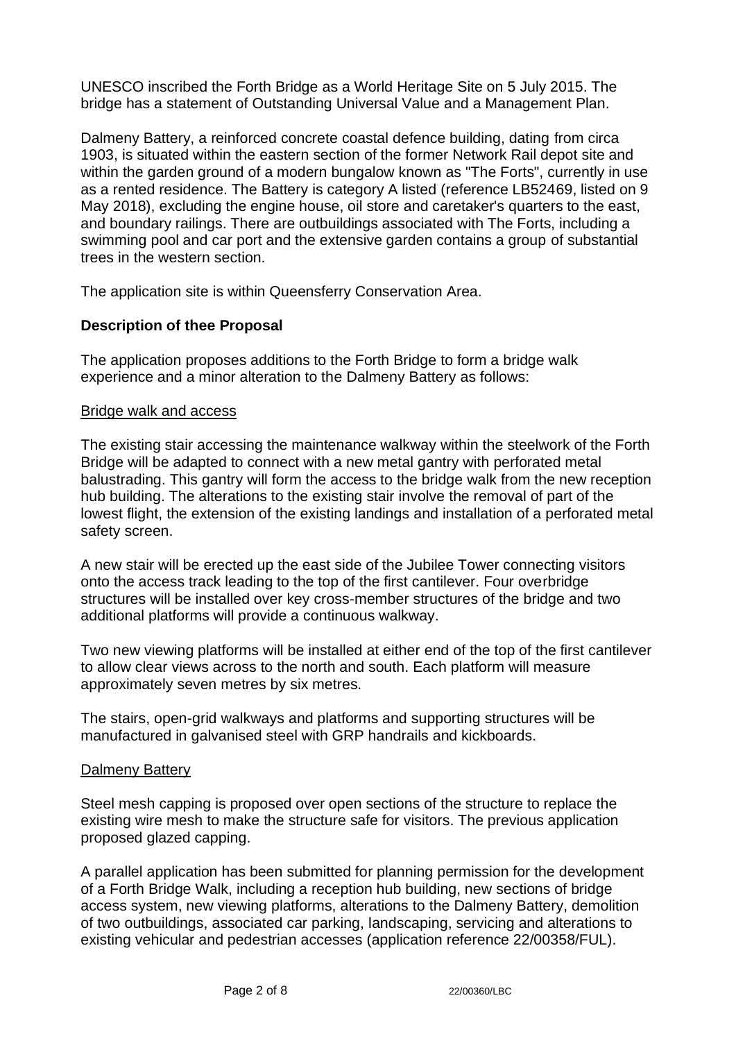UNESCO inscribed the Forth Bridge as a World Heritage Site on 5 July 2015. The bridge has a statement of Outstanding Universal Value and a Management Plan.

Dalmeny Battery, a reinforced concrete coastal defence building, dating from circa 1903, is situated within the eastern section of the former Network Rail depot site and within the garden ground of a modern bungalow known as "The Forts", currently in use as a rented residence. The Battery is category A listed (reference LB52469, listed on 9 May 2018), excluding the engine house, oil store and caretaker's quarters to the east, and boundary railings. There are outbuildings associated with The Forts, including a swimming pool and car port and the extensive garden contains a group of substantial trees in the western section.

The application site is within Queensferry Conservation Area.

## Description of thee Proposal

The application proposes additions to the Forth Bridge to form a bridge walk experience and a minor alteration to the Dalmeny Battery as follows:

### Bridge walk and access

The existing stair accessing the maintenance walkway within the steelwork of the Forth Bridge will be adapted to connect with a new metal gantry with perforated metal balustrading. This gantry will form the access to the bridge walk from the new reception hub building. The alterations to the existing stair involve the removal of part of the lowest flight, the extension of the existing landings and installation of a perforated metal safety screen.

A new stair will be erected up the east side of the Jubilee Tower connecting visitors onto the access track leading to the top of the first cantilever. Four overbridge structures will be installed over key cross-member structures of the bridge and two additional platforms will provide a continuous walkway.

Two new viewing platforms will be installed at either end of the top of the first cantilever to allow clear views across to the north and south. Each platform will measure approximately seven metres by six metres.

The stairs, open-grid walkways and platforms and supporting structures will be manufactured in galvanised steel with GRP handrails and kickboards.

### Dalmeny Battery

Steel mesh capping is proposed over open sections of the structure to replace the existing wire mesh to make the structure safe for visitors. The previous application proposed glazed capping.

A parallel application has been submitted for planning permission for the development of a Forth Bridge Walk, including a reception hub building, new sections of bridge access system, new viewing platforms, alterations to the Dalmeny Battery, demolition of two outbuildings, associated car parking, landscaping, servicing and alterations to existing vehicular and pedestrian accesses (application reference 22/00358/FUL).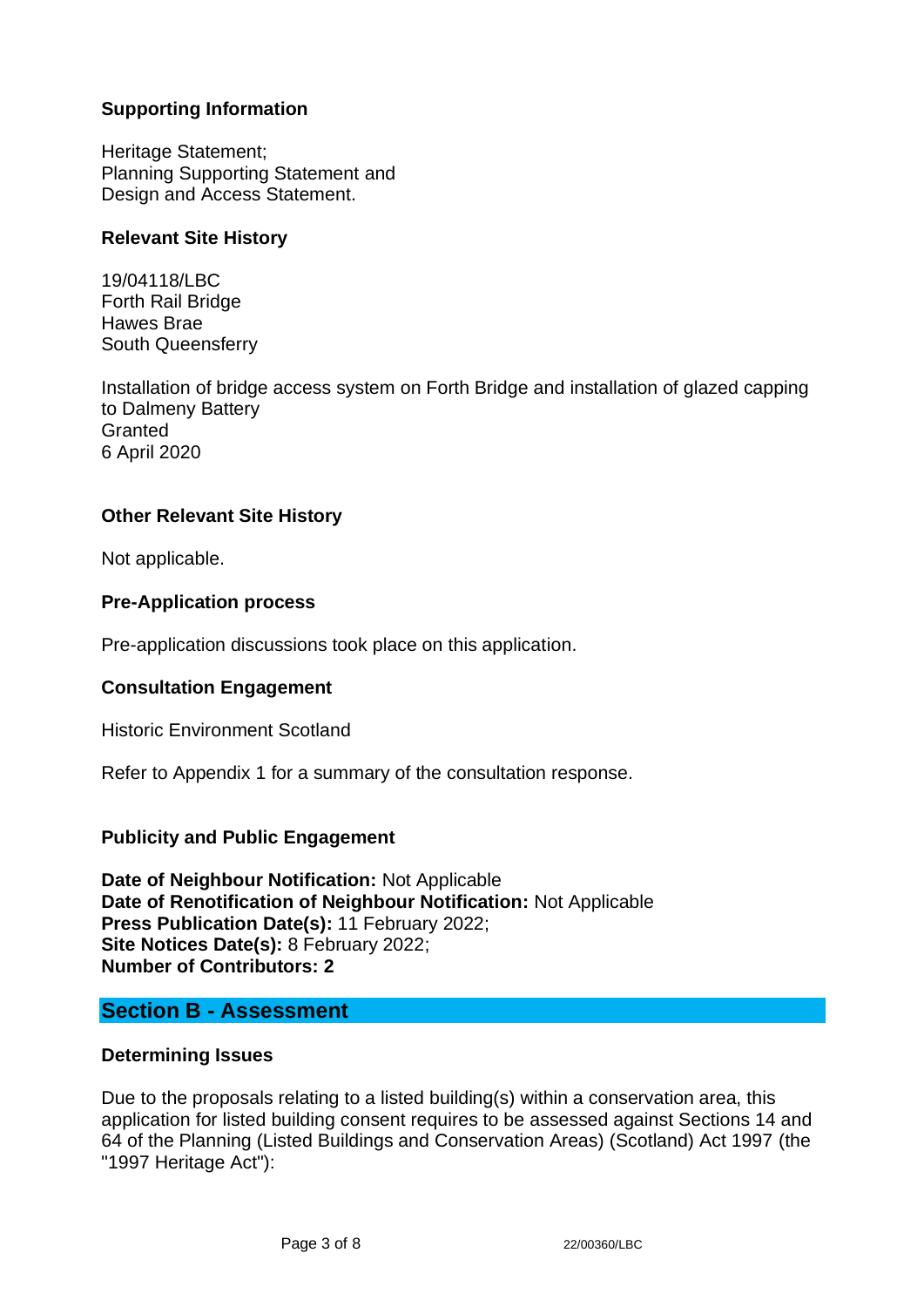### Supporting Information

Heritage Statement;
Planning Supporting Statement and
Design and Access Statement.

### Relevant Site History

19/04118/LBC
Forth Rail Bridge
Hawes Brae
South Queensferry

Installation of bridge access system on Forth Bridge and installation of glazed capping to Dalmeny Battery
Granted
6 April 2020

### Other Relevant Site History

Not applicable.

### Pre-Application process

Pre-application discussions took place on this application.

### Consultation Engagement

Historic Environment Scotland

Refer to Appendix 1 for a summary of the consultation response.

### Publicity and Public Engagement

**Date of Neighbour Notification:** Not Applicable
**Date of Renotification of Neighbour Notification:** Not Applicable
**Press Publication Date(s):** 11 February 2022;
**Site Notices Date(s):** 8 February 2022;
**Number of Contributors: 2**

## Section B - Assessment

### Determining Issues

Due to the proposals relating to a listed building(s) within a conservation area, this application for listed building consent requires to be assessed against Sections 14 and 64 of the Planning (Listed Buildings and Conservation Areas) (Scotland) Act 1997 (the "1997 Heritage Act"):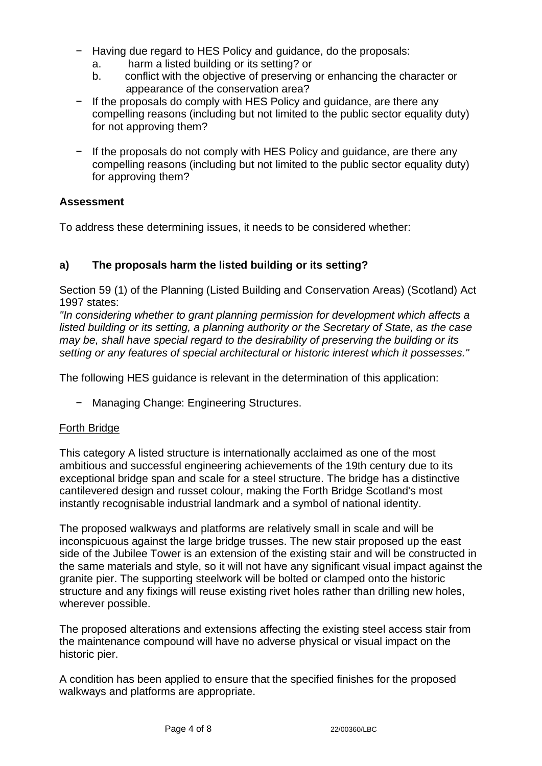- Having due regard to HES Policy and guidance, do the proposals:
    a. harm a listed building or its setting? or
    b. conflict with the objective of preserving or enhancing the character or appearance of the conservation area?
- If the proposals do comply with HES Policy and guidance, are there any compelling reasons (including but not limited to the public sector equality duty) for not approving them?
- If the proposals do not comply with HES Policy and guidance, are there any compelling reasons (including but not limited to the public sector equality duty) for approving them?

**Assessment**

To address these determining issues, it needs to be considered whether:

### a) The proposals harm the listed building or its setting?

Section 59 (1) of the Planning (Listed Building and Conservation Areas) (Scotland) Act 1997 states:
*"In considering whether to grant planning permission for development which affects a listed building or its setting, a planning authority or the Secretary of State, as the case may be, shall have special regard to the desirability of preserving the building or its setting or any features of special architectural or historic interest which it possesses."*

The following HES guidance is relevant in the determination of this application:

- Managing Change: Engineering Structures.

Forth Bridge

This category A listed structure is internationally acclaimed as one of the most ambitious and successful engineering achievements of the 19th century due to its exceptional bridge span and scale for a steel structure. The bridge has a distinctive cantilevered design and russet colour, making the Forth Bridge Scotland's most instantly recognisable industrial landmark and a symbol of national identity.

The proposed walkways and platforms are relatively small in scale and will be inconspicuous against the large bridge trusses. The new stair proposed up the east side of the Jubilee Tower is an extension of the existing stair and will be constructed in the same materials and style, so it will not have any significant visual impact against the granite pier. The supporting steelwork will be bolted or clamped onto the historic structure and any fixings will reuse existing rivet holes rather than drilling new holes, wherever possible.

The proposed alterations and extensions affecting the existing steel access stair from the maintenance compound will have no adverse physical or visual impact on the historic pier.

A condition has been applied to ensure that the specified finishes for the proposed walkways and platforms are appropriate.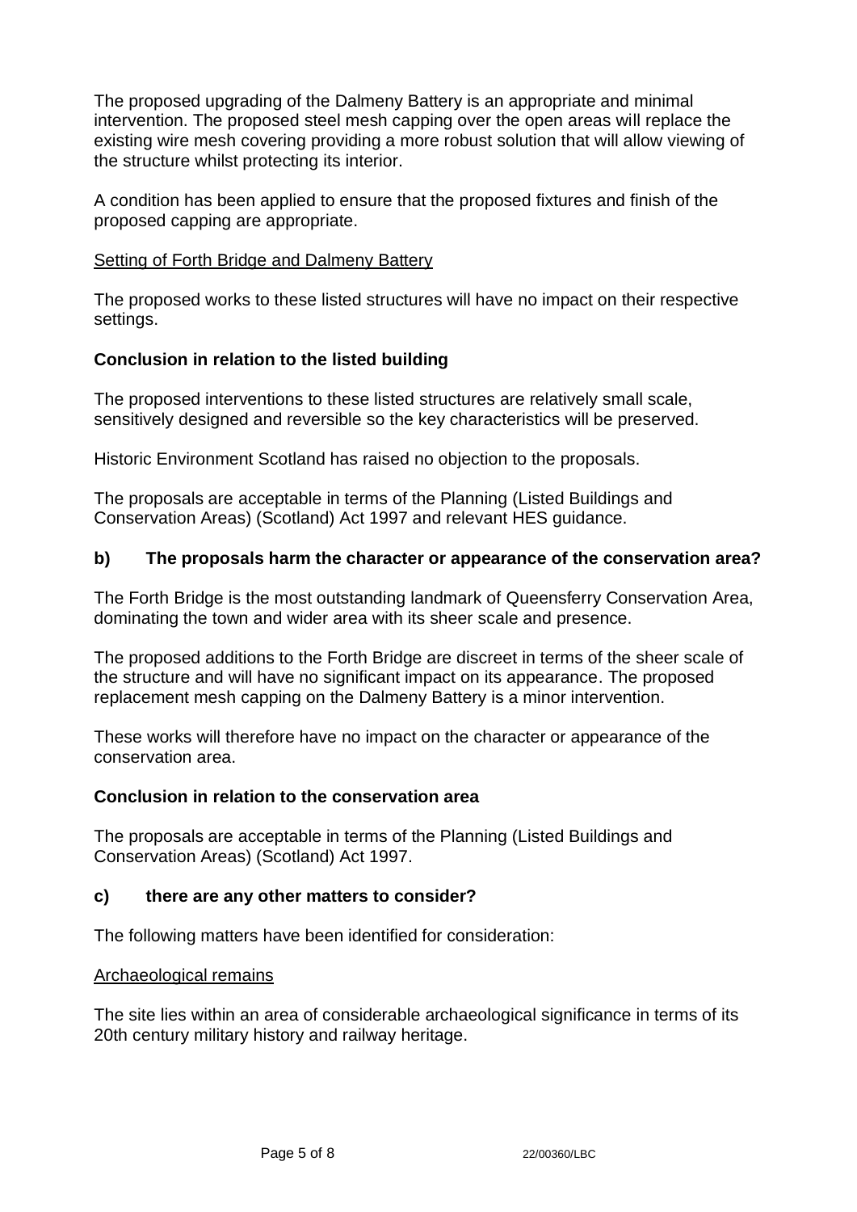The proposed upgrading of the Dalmeny Battery is an appropriate and minimal intervention. The proposed steel mesh capping over the open areas will replace the existing wire mesh covering providing a more robust solution that will allow viewing of the structure whilst protecting its interior.

A condition has been applied to ensure that the proposed fixtures and finish of the proposed capping are appropriate.

Setting of Forth Bridge and Dalmeny Battery

The proposed works to these listed structures will have no impact on their respective settings.

**Conclusion in relation to the listed building**

The proposed interventions to these listed structures are relatively small scale, sensitively designed and reversible so the key characteristics will be preserved.

Historic Environment Scotland has raised no objection to the proposals.

The proposals are acceptable in terms of the Planning (Listed Buildings and Conservation Areas) (Scotland) Act 1997 and relevant HES guidance.

**b) The proposals harm the character or appearance of the conservation area?**

The Forth Bridge is the most outstanding landmark of Queensferry Conservation Area, dominating the town and wider area with its sheer scale and presence.

The proposed additions to the Forth Bridge are discreet in terms of the sheer scale of the structure and will have no significant impact on its appearance. The proposed replacement mesh capping on the Dalmeny Battery is a minor intervention.

These works will therefore have no impact on the character or appearance of the conservation area.

**Conclusion in relation to the conservation area**

The proposals are acceptable in terms of the Planning (Listed Buildings and Conservation Areas) (Scotland) Act 1997.

**c) there are any other matters to consider?**

The following matters have been identified for consideration:

Archaeological remains

The site lies within an area of considerable archaeological significance in terms of its 20th century military history and railway heritage.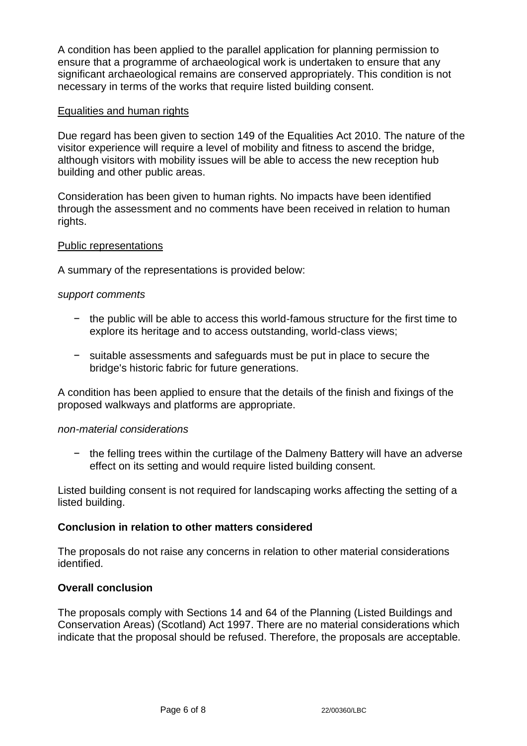A condition has been applied to the parallel application for planning permission to ensure that a programme of archaeological work is undertaken to ensure that any significant archaeological remains are conserved appropriately. This condition is not necessary in terms of the works that require listed building consent.

Equalities and human rights

Due regard has been given to section 149 of the Equalities Act 2010. The nature of the visitor experience will require a level of mobility and fitness to ascend the bridge, although visitors with mobility issues will be able to access the new reception hub building and other public areas.

Consideration has been given to human rights. No impacts have been identified through the assessment and no comments have been received in relation to human rights.

Public representations

A summary of the representations is provided below:

*support comments*

- the public will be able to access this world-famous structure for the first time to explore its heritage and to access outstanding, world-class views;
- suitable assessments and safeguards must be put in place to secure the bridge's historic fabric for future generations.

A condition has been applied to ensure that the details of the finish and fixings of the proposed walkways and platforms are appropriate.

*non-material considerations*

- the felling trees within the curtilage of the Dalmeny Battery will have an adverse effect on its setting and would require listed building consent.

Listed building consent is not required for landscaping works affecting the setting of a listed building.

**Conclusion in relation to other matters considered**

The proposals do not raise any concerns in relation to other material considerations identified.

**Overall conclusion**

The proposals comply with Sections 14 and 64 of the Planning (Listed Buildings and Conservation Areas) (Scotland) Act 1997. There are no material considerations which indicate that the proposal should be refused. Therefore, the proposals are acceptable.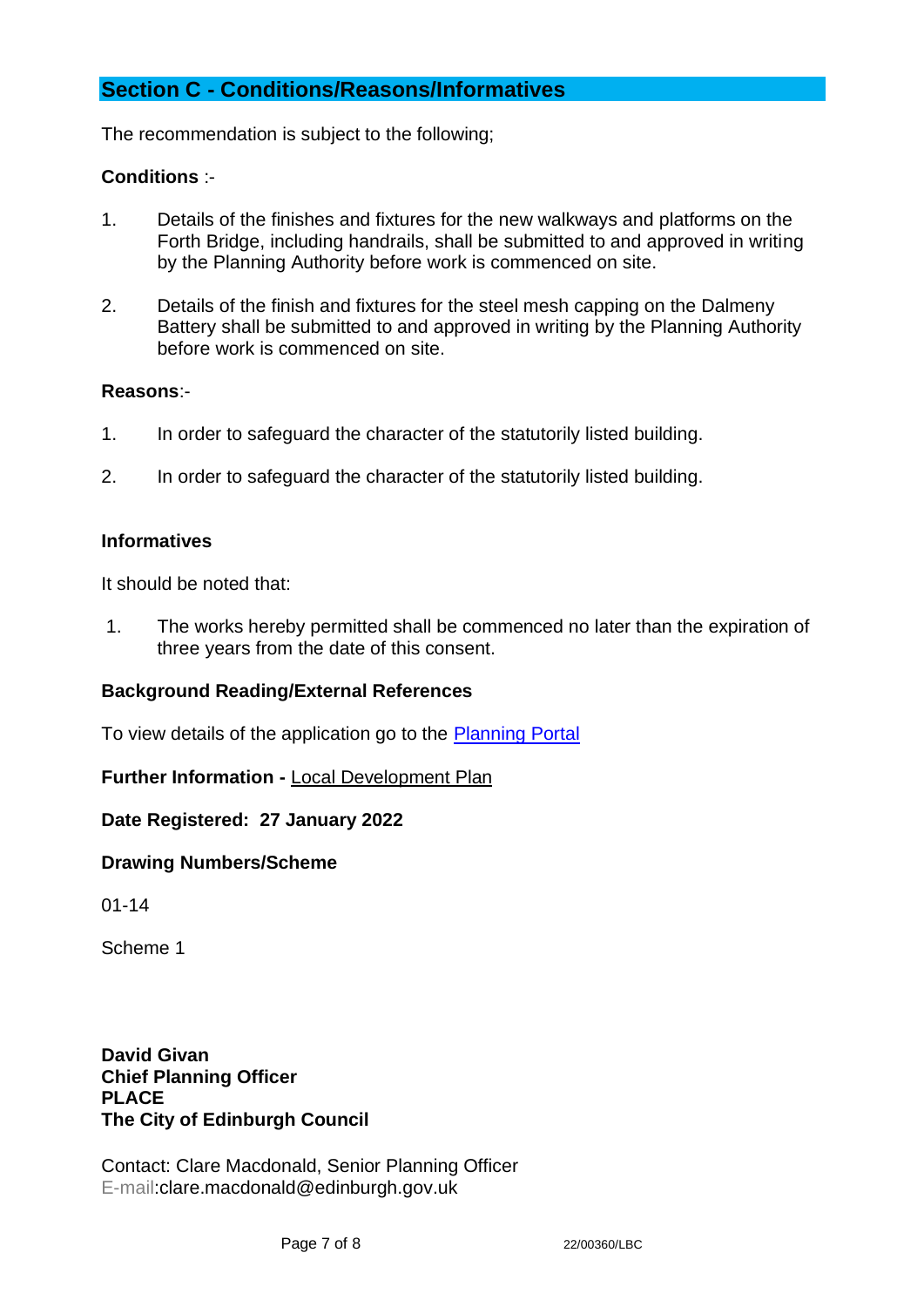## Section C - Conditions/Reasons/Informatives

The recommendation is subject to the following;

**Conditions** :-

1. Details of the finishes and fixtures for the new walkways and platforms on the Forth Bridge, including handrails, shall be submitted to and approved in writing by the Planning Authority before work is commenced on site.

2. Details of the finish and fixtures for the steel mesh capping on the Dalmeny Battery shall be submitted to and approved in writing by the Planning Authority before work is commenced on site.

**Reasons**:-

1. In order to safeguard the character of the statutorily listed building.

2. In order to safeguard the character of the statutorily listed building.

**Informatives**

It should be noted that:

1. The works hereby permitted shall be commenced no later than the expiration of three years from the date of this consent.

**Background Reading/External References**

To view details of the application go to the Planning Portal

**Further Information -** Local Development Plan

**Date Registered: 27 January 2022**

**Drawing Numbers/Scheme**

01-14

Scheme 1

**David Givan**
**Chief Planning Officer**
**PLACE**
**The City of Edinburgh Council**

Contact: Clare Macdonald, Senior Planning Officer
E-mail:clare.macdonald@edinburgh.gov.uk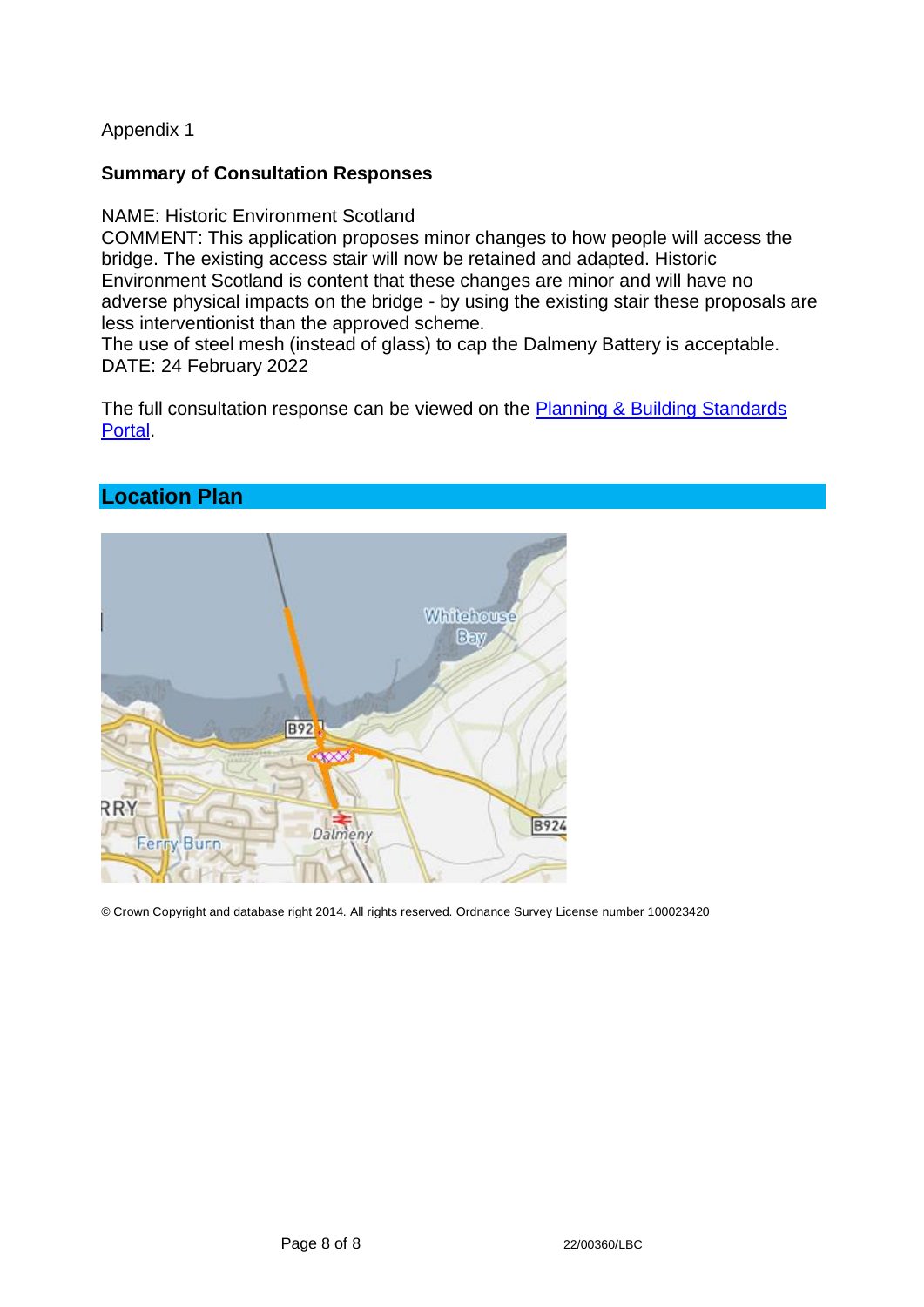Appendix 1

**Summary of Consultation Responses**

NAME: Historic Environment Scotland
COMMENT: This application proposes minor changes to how people will access the bridge. The existing access stair will now be retained and adapted. Historic Environment Scotland is content that these changes are minor and will have no adverse physical impacts on the bridge - by using the existing stair these proposals are less interventionist than the approved scheme.
The use of steel mesh (instead of glass) to cap the Dalmeny Battery is acceptable.
DATE: 24 February 2022

The full consultation response can be viewed on the Planning & Building Standards Portal.

## Location Plan

Whitehouse Bay

B924

B924

RRY

Ferry Burn

Dalmeny

© Crown Copyright and database right 2014. All rights reserved. Ordnance Survey License number 100023420

22/00360/LBC